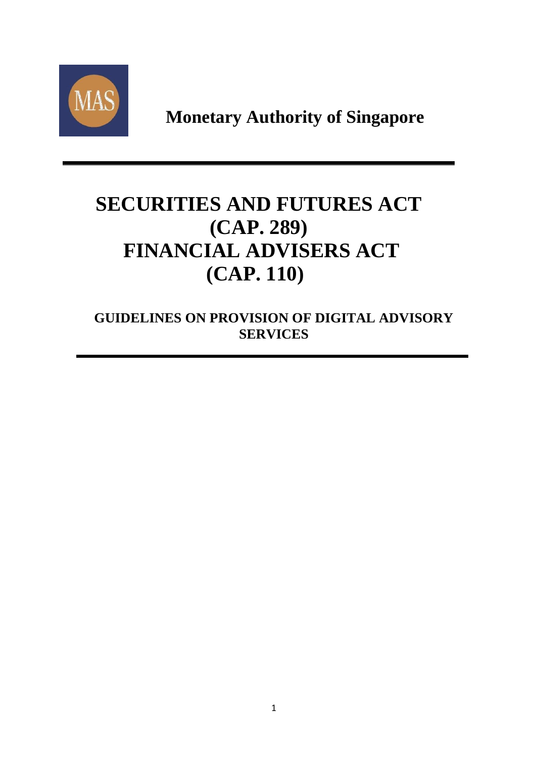**Monetary Authority of Singapore**

# SECURITIES AND FUTURES ACT (CAP. 289) FINANCIAL ADVISERS ACT (CAP. 110)

## GUIDELINES ON PROVISION OF DIGITAL ADVISORY SERVICES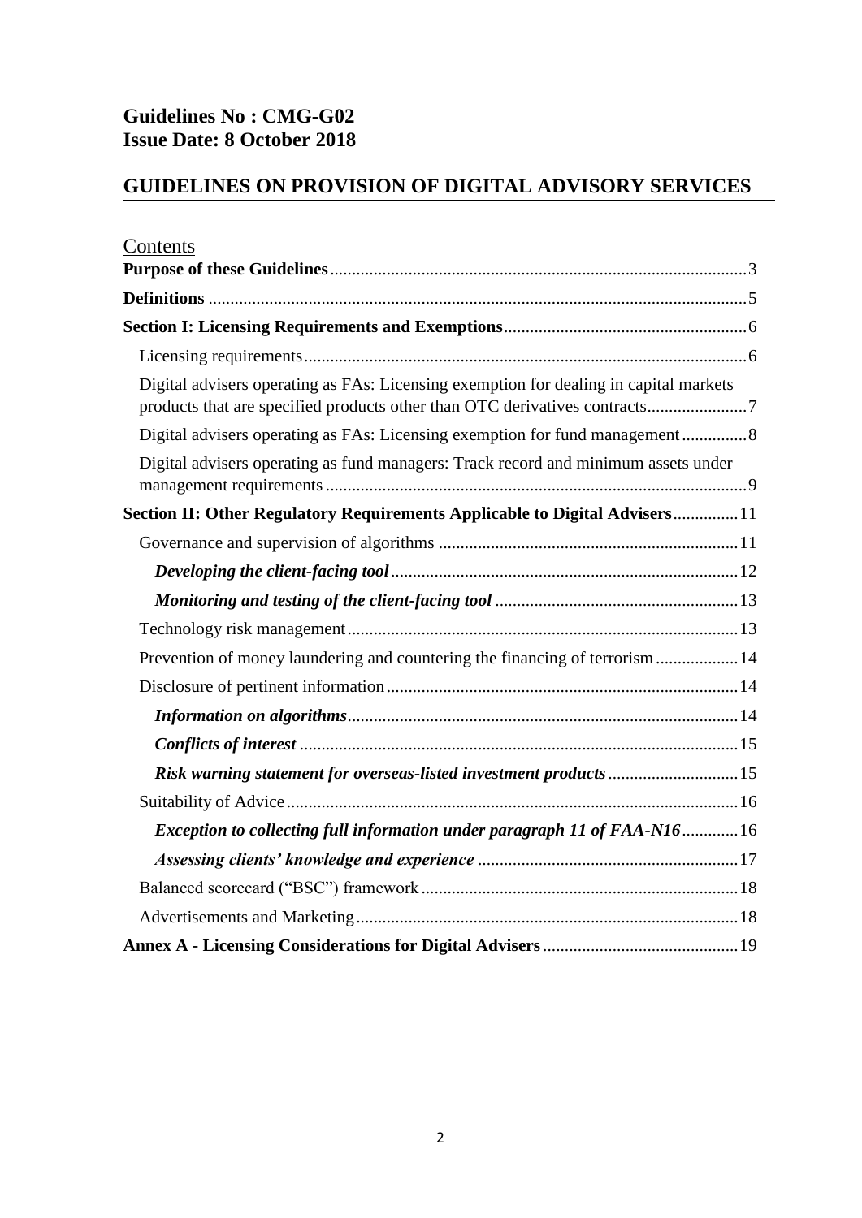**Guidelines No : CMG-G02**
**Issue Date: 8 October 2018**

## GUIDELINES ON PROVISION OF DIGITAL ADVISORY SERVICES

Contents

**Purpose of these Guidelines** .......... 3

**Definitions** .......... 5

**Section I: Licensing Requirements and Exemptions** .......... 6

- Licensing requirements .......... 6
- Digital advisers operating as FAs: Licensing exemption for dealing in capital markets products that are specified products other than OTC derivatives contracts .......... 7
- Digital advisers operating as FAs: Licensing exemption for fund management .......... 8
- Digital advisers operating as fund managers: Track record and minimum assets under management requirements .......... 9

**Section II: Other Regulatory Requirements Applicable to Digital Advisers** .......... 11

- Governance and supervision of algorithms .......... 11
  - ***Developing the client-facing tool*** .......... 12
  - ***Monitoring and testing of the client-facing tool*** .......... 13
- Technology risk management .......... 13
- Prevention of money laundering and countering the financing of terrorism .......... 14
- Disclosure of pertinent information .......... 14
  - ***Information on algorithms*** .......... 14
  - ***Conflicts of interest*** .......... 15
  - ***Risk warning statement for overseas-listed investment products*** .......... 15
- Suitability of Advice .......... 16
  - ***Exception to collecting full information under paragraph 11 of FAA-N16*** .......... 16
  - ***Assessing clients' knowledge and experience*** .......... 17
- Balanced scorecard ("BSC") framework .......... 18
- Advertisements and Marketing .......... 18

**Annex A - Licensing Considerations for Digital Advisers** .......... 19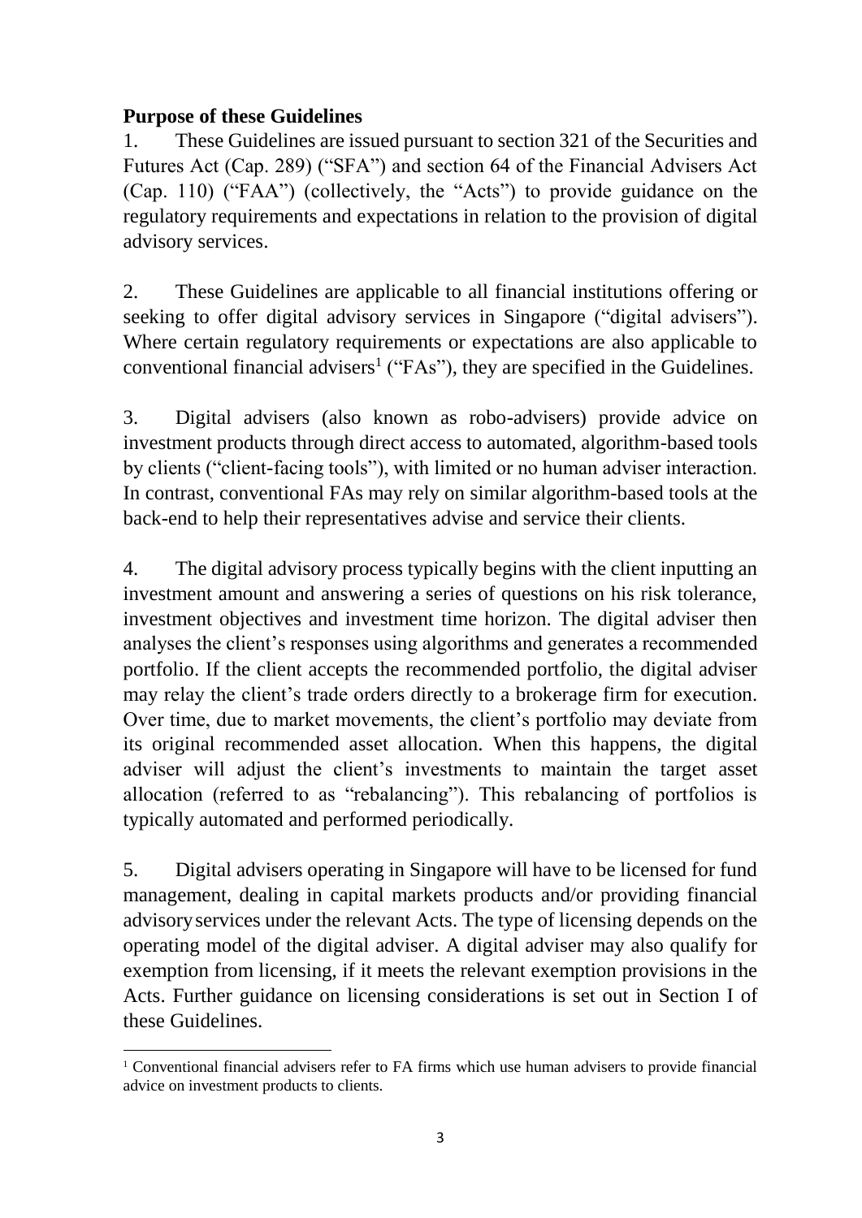**Purpose of these Guidelines**

1. These Guidelines are issued pursuant to section 321 of the Securities and Futures Act (Cap. 289) ("SFA") and section 64 of the Financial Advisers Act (Cap. 110) ("FAA") (collectively, the "Acts") to provide guidance on the regulatory requirements and expectations in relation to the provision of digital advisory services.

2. These Guidelines are applicable to all financial institutions offering or seeking to offer digital advisory services in Singapore ("digital advisers"). Where certain regulatory requirements or expectations are also applicable to conventional financial advisers[1] ("FAs"), they are specified in the Guidelines.

3. Digital advisers (also known as robo-advisers) provide advice on investment products through direct access to automated, algorithm-based tools by clients ("client-facing tools"), with limited or no human adviser interaction. In contrast, conventional FAs may rely on similar algorithm-based tools at the back-end to help their representatives advise and service their clients.

4. The digital advisory process typically begins with the client inputting an investment amount and answering a series of questions on his risk tolerance, investment objectives and investment time horizon. The digital adviser then analyses the client's responses using algorithms and generates a recommended portfolio. If the client accepts the recommended portfolio, the digital adviser may relay the client's trade orders directly to a brokerage firm for execution. Over time, due to market movements, the client's portfolio may deviate from its original recommended asset allocation. When this happens, the digital adviser will adjust the client's investments to maintain the target asset allocation (referred to as "rebalancing"). This rebalancing of portfolios is typically automated and performed periodically.

5. Digital advisers operating in Singapore will have to be licensed for fund management, dealing in capital markets products and/or providing financial advisory services under the relevant Acts. The type of licensing depends on the operating model of the digital adviser. A digital adviser may also qualify for exemption from licensing, if it meets the relevant exemption provisions in the Acts. Further guidance on licensing considerations is set out in Section I of these Guidelines.

[1] Conventional financial advisers refer to FA firms which use human advisers to provide financial advice on investment products to clients.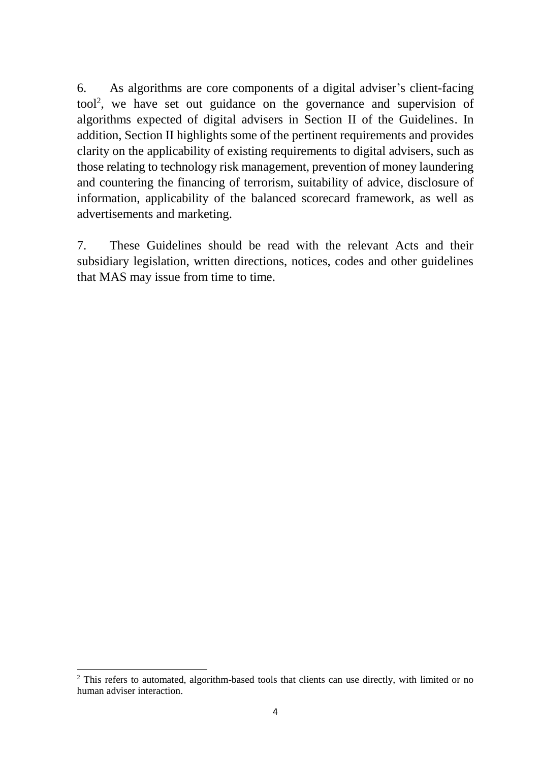6. As algorithms are core components of a digital adviser's client-facing tool[2], we have set out guidance on the governance and supervision of algorithms expected of digital advisers in Section II of the Guidelines. In addition, Section II highlights some of the pertinent requirements and provides clarity on the applicability of existing requirements to digital advisers, such as those relating to technology risk management, prevention of money laundering and countering the financing of terrorism, suitability of advice, disclosure of information, applicability of the balanced scorecard framework, as well as advertisements and marketing.

7. These Guidelines should be read with the relevant Acts and their subsidiary legislation, written directions, notices, codes and other guidelines that MAS may issue from time to time.

[2] This refers to automated, algorithm-based tools that clients can use directly, with limited or no human adviser interaction.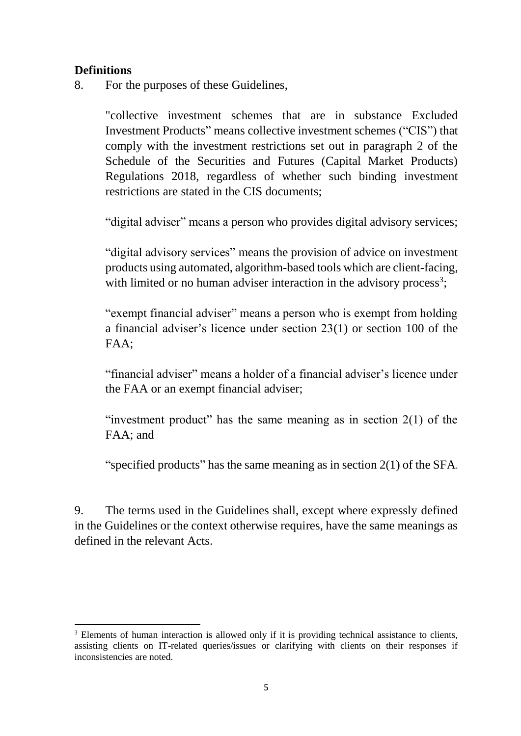**Definitions**

8. For the purposes of these Guidelines,

"collective investment schemes that are in substance Excluded Investment Products" means collective investment schemes ("CIS") that comply with the investment restrictions set out in paragraph 2 of the Schedule of the Securities and Futures (Capital Market Products) Regulations 2018, regardless of whether such binding investment restrictions are stated in the CIS documents;

"digital adviser" means a person who provides digital advisory services;

"digital advisory services" means the provision of advice on investment products using automated, algorithm-based tools which are client-facing, with limited or no human adviser interaction in the advisory process[3];

"exempt financial adviser" means a person who is exempt from holding a financial adviser's licence under section 23(1) or section 100 of the FAA;

"financial adviser" means a holder of a financial adviser's licence under the FAA or an exempt financial adviser;

"investment product" has the same meaning as in section 2(1) of the FAA; and

"specified products" has the same meaning as in section 2(1) of the SFA.

9. The terms used in the Guidelines shall, except where expressly defined in the Guidelines or the context otherwise requires, have the same meanings as defined in the relevant Acts.

---

[3] Elements of human interaction is allowed only if it is providing technical assistance to clients, assisting clients on IT-related queries/issues or clarifying with clients on their responses if inconsistencies are noted.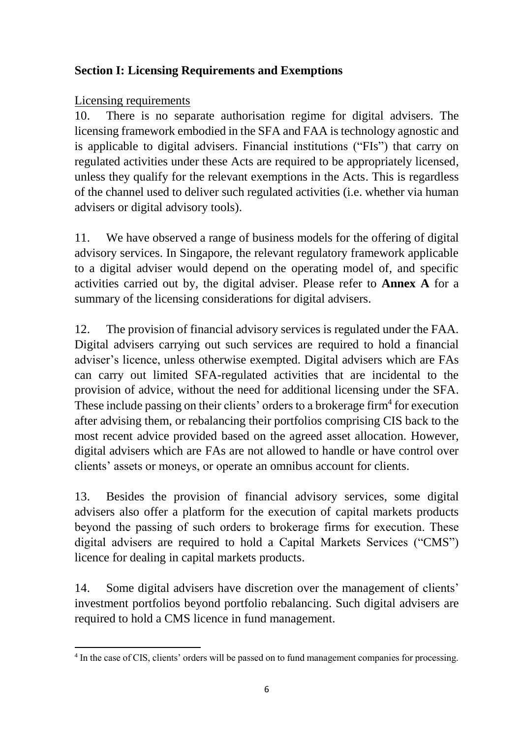## Section I: Licensing Requirements and Exemptions

Licensing requirements

10. There is no separate authorisation regime for digital advisers. The licensing framework embodied in the SFA and FAA is technology agnostic and is applicable to digital advisers. Financial institutions ("FIs") that carry on regulated activities under these Acts are required to be appropriately licensed, unless they qualify for the relevant exemptions in the Acts. This is regardless of the channel used to deliver such regulated activities (i.e. whether via human advisers or digital advisory tools).

11. We have observed a range of business models for the offering of digital advisory services. In Singapore, the relevant regulatory framework applicable to a digital adviser would depend on the operating model of, and specific activities carried out by, the digital adviser. Please refer to **Annex A** for a summary of the licensing considerations for digital advisers.

12. The provision of financial advisory services is regulated under the FAA. Digital advisers carrying out such services are required to hold a financial adviser's licence, unless otherwise exempted. Digital advisers which are FAs can carry out limited SFA-regulated activities that are incidental to the provision of advice, without the need for additional licensing under the SFA. These include passing on their clients' orders to a brokerage firm[4] for execution after advising them, or rebalancing their portfolios comprising CIS back to the most recent advice provided based on the agreed asset allocation. However, digital advisers which are FAs are not allowed to handle or have control over clients' assets or moneys, or operate an omnibus account for clients.

13. Besides the provision of financial advisory services, some digital advisers also offer a platform for the execution of capital markets products beyond the passing of such orders to brokerage firms for execution. These digital advisers are required to hold a Capital Markets Services ("CMS") licence for dealing in capital markets products.

14. Some digital advisers have discretion over the management of clients' investment portfolios beyond portfolio rebalancing. Such digital advisers are required to hold a CMS licence in fund management.

[4] In the case of CIS, clients' orders will be passed on to fund management companies for processing.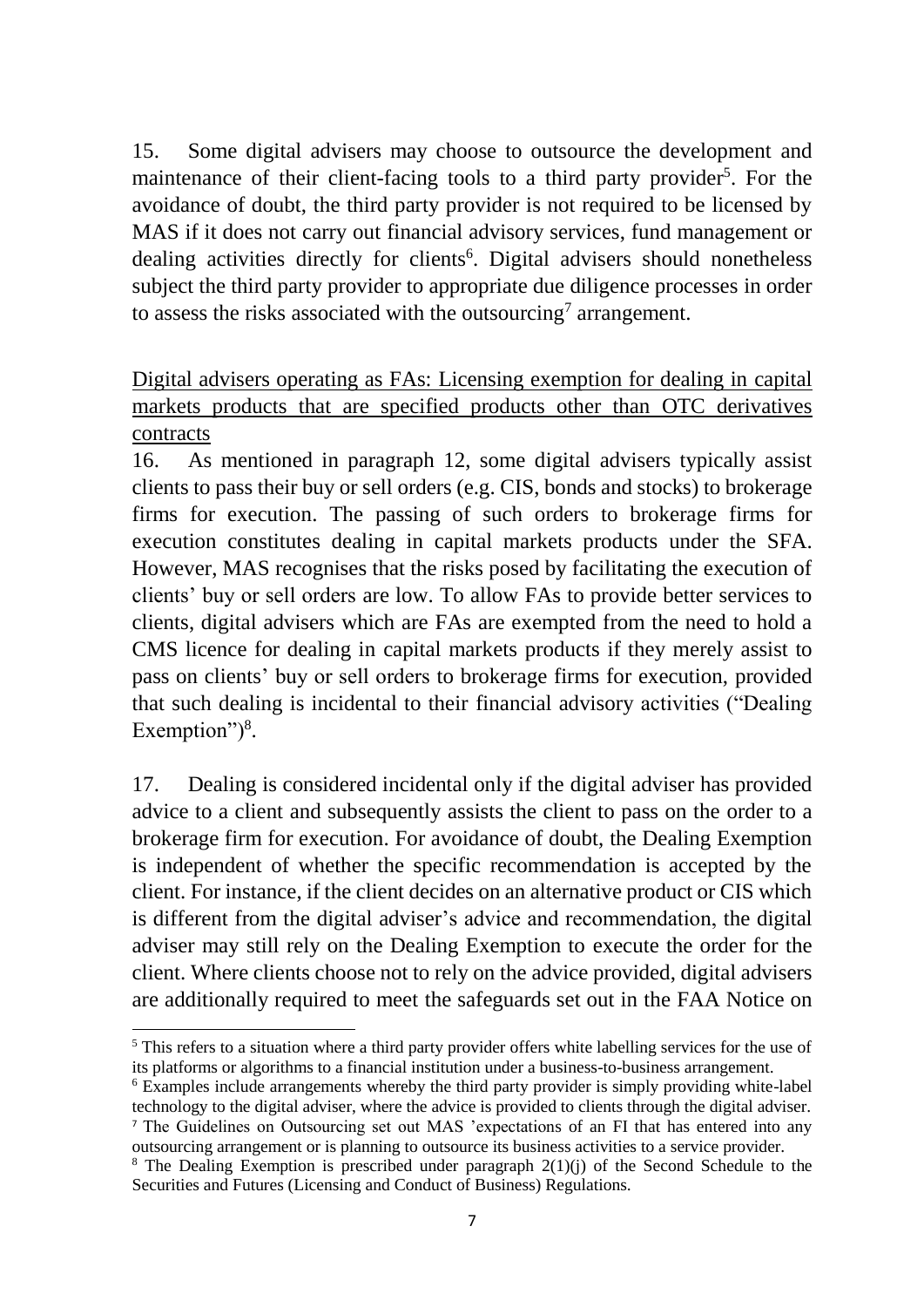15. Some digital advisers may choose to outsource the development and maintenance of their client-facing tools to a third party provider[5]. For the avoidance of doubt, the third party provider is not required to be licensed by MAS if it does not carry out financial advisory services, fund management or dealing activities directly for clients[6]. Digital advisers should nonetheless subject the third party provider to appropriate due diligence processes in order to assess the risks associated with the outsourcing[7] arrangement.

<u>Digital advisers operating as FAs: Licensing exemption for dealing in capital markets products that are specified products other than OTC derivatives contracts</u>

16. As mentioned in paragraph 12, some digital advisers typically assist clients to pass their buy or sell orders (e.g. CIS, bonds and stocks) to brokerage firms for execution. The passing of such orders to brokerage firms for execution constitutes dealing in capital markets products under the SFA. However, MAS recognises that the risks posed by facilitating the execution of clients' buy or sell orders are low. To allow FAs to provide better services to clients, digital advisers which are FAs are exempted from the need to hold a CMS licence for dealing in capital markets products if they merely assist to pass on clients' buy or sell orders to brokerage firms for execution, provided that such dealing is incidental to their financial advisory activities ("Dealing Exemption")[8].

17. Dealing is considered incidental only if the digital adviser has provided advice to a client and subsequently assists the client to pass on the order to a brokerage firm for execution. For avoidance of doubt, the Dealing Exemption is independent of whether the specific recommendation is accepted by the client. For instance, if the client decides on an alternative product or CIS which is different from the digital adviser's advice and recommendation, the digital adviser may still rely on the Dealing Exemption to execute the order for the client. Where clients choose not to rely on the advice provided, digital advisers are additionally required to meet the safeguards set out in the FAA Notice on

---

[5] This refers to a situation where a third party provider offers white labelling services for the use of its platforms or algorithms to a financial institution under a business-to-business arrangement.

[6] Examples include arrangements whereby the third party provider is simply providing white-label technology to the digital adviser, where the advice is provided to clients through the digital adviser.

[7] The Guidelines on Outsourcing set out MAS 'expectations of an FI that has entered into any outsourcing arrangement or is planning to outsource its business activities to a service provider.

[8] The Dealing Exemption is prescribed under paragraph 2(1)(j) of the Second Schedule to the Securities and Futures (Licensing and Conduct of Business) Regulations.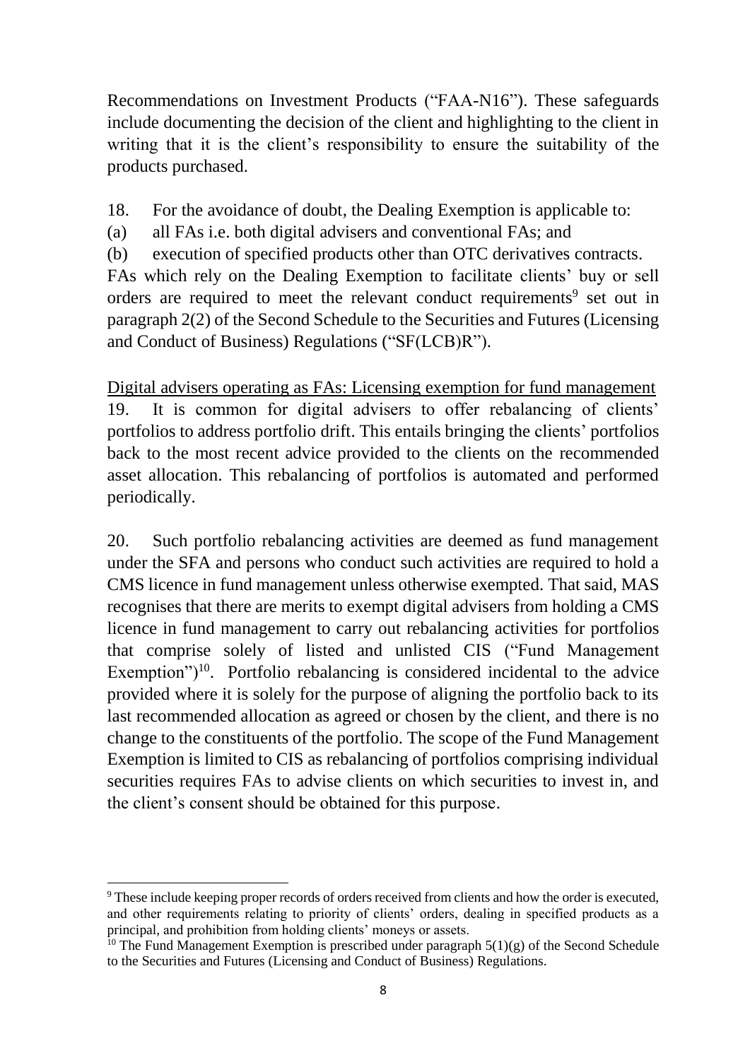Recommendations on Investment Products ("FAA-N16"). These safeguards include documenting the decision of the client and highlighting to the client in writing that it is the client's responsibility to ensure the suitability of the products purchased.

18. For the avoidance of doubt, the Dealing Exemption is applicable to:

(a) all FAs i.e. both digital advisers and conventional FAs; and

(b) execution of specified products other than OTC derivatives contracts.

FAs which rely on the Dealing Exemption to facilitate clients' buy or sell orders are required to meet the relevant conduct requirements[9] set out in paragraph 2(2) of the Second Schedule to the Securities and Futures (Licensing and Conduct of Business) Regulations ("SF(LCB)R").

<u>Digital advisers operating as FAs: Licensing exemption for fund management</u>

19. It is common for digital advisers to offer rebalancing of clients' portfolios to address portfolio drift. This entails bringing the clients' portfolios back to the most recent advice provided to the clients on the recommended asset allocation. This rebalancing of portfolios is automated and performed periodically.

20. Such portfolio rebalancing activities are deemed as fund management under the SFA and persons who conduct such activities are required to hold a CMS licence in fund management unless otherwise exempted. That said, MAS recognises that there are merits to exempt digital advisers from holding a CMS licence in fund management to carry out rebalancing activities for portfolios that comprise solely of listed and unlisted CIS ("Fund Management Exemption")[10]. Portfolio rebalancing is considered incidental to the advice provided where it is solely for the purpose of aligning the portfolio back to its last recommended allocation as agreed or chosen by the client, and there is no change to the constituents of the portfolio. The scope of the Fund Management Exemption is limited to CIS as rebalancing of portfolios comprising individual securities requires FAs to advise clients on which securities to invest in, and the client's consent should be obtained for this purpose.

---

[9] These include keeping proper records of orders received from clients and how the order is executed, and other requirements relating to priority of clients' orders, dealing in specified products as a principal, and prohibition from holding clients' moneys or assets.

[10] The Fund Management Exemption is prescribed under paragraph 5(1)(g) of the Second Schedule to the Securities and Futures (Licensing and Conduct of Business) Regulations.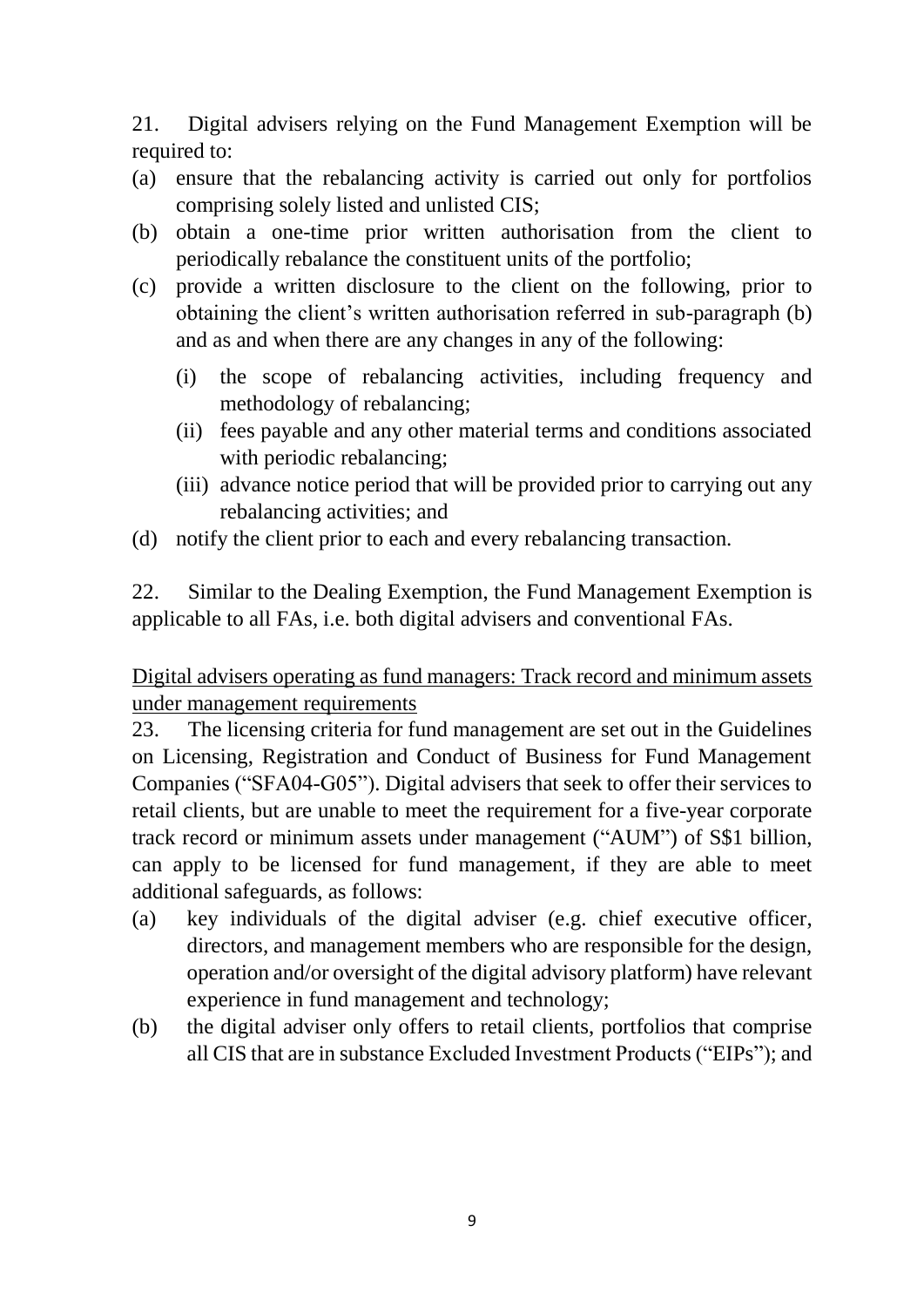21. Digital advisers relying on the Fund Management Exemption will be required to:

(a) ensure that the rebalancing activity is carried out only for portfolios comprising solely listed and unlisted CIS;

(b) obtain a one-time prior written authorisation from the client to periodically rebalance the constituent units of the portfolio;

(c) provide a written disclosure to the client on the following, prior to obtaining the client's written authorisation referred in sub-paragraph (b) and as and when there are any changes in any of the following:

   (i) the scope of rebalancing activities, including frequency and methodology of rebalancing;

   (ii) fees payable and any other material terms and conditions associated with periodic rebalancing;

   (iii) advance notice period that will be provided prior to carrying out any rebalancing activities; and

(d) notify the client prior to each and every rebalancing transaction.

22. Similar to the Dealing Exemption, the Fund Management Exemption is applicable to all FAs, i.e. both digital advisers and conventional FAs.

<u>Digital advisers operating as fund managers: Track record and minimum assets under management requirements</u>

23. The licensing criteria for fund management are set out in the Guidelines on Licensing, Registration and Conduct of Business for Fund Management Companies ("SFA04-G05"). Digital advisers that seek to offer their services to retail clients, but are unable to meet the requirement for a five-year corporate track record or minimum assets under management ("AUM") of S$1 billion, can apply to be licensed for fund management, if they are able to meet additional safeguards, as follows:

(a) key individuals of the digital adviser (e.g. chief executive officer, directors, and management members who are responsible for the design, operation and/or oversight of the digital advisory platform) have relevant experience in fund management and technology;

(b) the digital adviser only offers to retail clients, portfolios that comprise all CIS that are in substance Excluded Investment Products ("EIPs"); and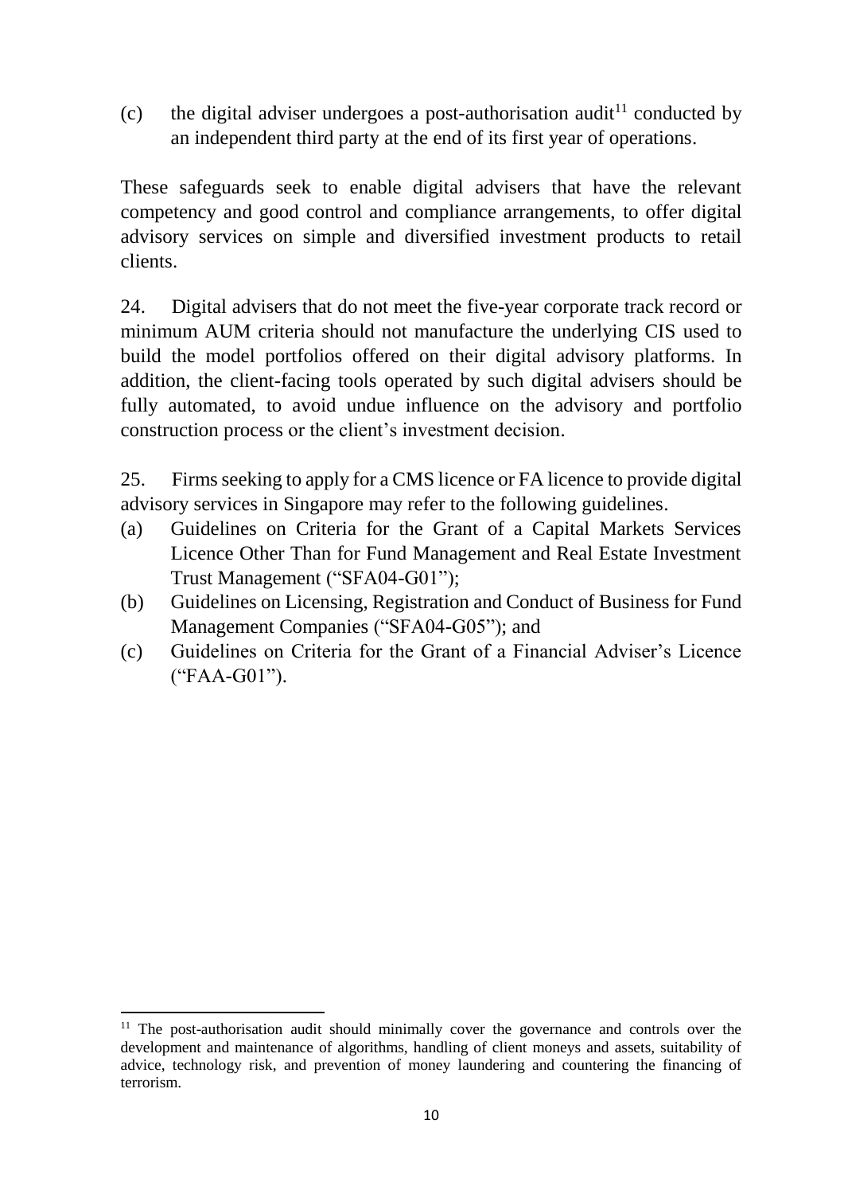(c) the digital adviser undergoes a post-authorisation audit[11] conducted by an independent third party at the end of its first year of operations.

These safeguards seek to enable digital advisers that have the relevant competency and good control and compliance arrangements, to offer digital advisory services on simple and diversified investment products to retail clients.

24. Digital advisers that do not meet the five-year corporate track record or minimum AUM criteria should not manufacture the underlying CIS used to build the model portfolios offered on their digital advisory platforms. In addition, the client-facing tools operated by such digital advisers should be fully automated, to avoid undue influence on the advisory and portfolio construction process or the client's investment decision.

25. Firms seeking to apply for a CMS licence or FA licence to provide digital advisory services in Singapore may refer to the following guidelines.

(a) Guidelines on Criteria for the Grant of a Capital Markets Services Licence Other Than for Fund Management and Real Estate Investment Trust Management ("SFA04-G01");

(b) Guidelines on Licensing, Registration and Conduct of Business for Fund Management Companies ("SFA04-G05"); and

(c) Guidelines on Criteria for the Grant of a Financial Adviser's Licence ("FAA-G01").

[11] The post-authorisation audit should minimally cover the governance and controls over the development and maintenance of algorithms, handling of client moneys and assets, suitability of advice, technology risk, and prevention of money laundering and countering the financing of terrorism.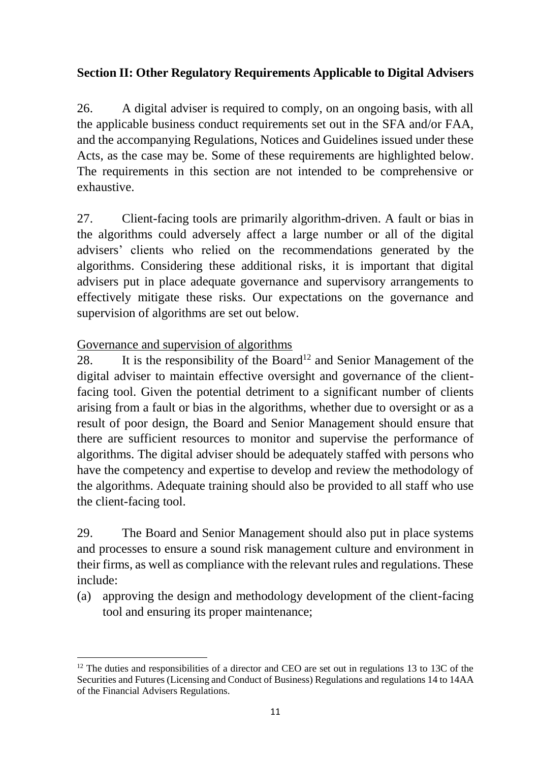**Section II: Other Regulatory Requirements Applicable to Digital Advisers**

26. A digital adviser is required to comply, on an ongoing basis, with all the applicable business conduct requirements set out in the SFA and/or FAA, and the accompanying Regulations, Notices and Guidelines issued under these Acts, as the case may be. Some of these requirements are highlighted below. The requirements in this section are not intended to be comprehensive or exhaustive.

27. Client-facing tools are primarily algorithm-driven. A fault or bias in the algorithms could adversely affect a large number or all of the digital advisers' clients who relied on the recommendations generated by the algorithms. Considering these additional risks, it is important that digital advisers put in place adequate governance and supervisory arrangements to effectively mitigate these risks. Our expectations on the governance and supervision of algorithms are set out below.

<u>Governance and supervision of algorithms</u>

28. It is the responsibility of the Board[12] and Senior Management of the digital adviser to maintain effective oversight and governance of the client-facing tool. Given the potential detriment to a significant number of clients arising from a fault or bias in the algorithms, whether due to oversight or as a result of poor design, the Board and Senior Management should ensure that there are sufficient resources to monitor and supervise the performance of algorithms. The digital adviser should be adequately staffed with persons who have the competency and expertise to develop and review the methodology of the algorithms. Adequate training should also be provided to all staff who use the client-facing tool.

29. The Board and Senior Management should also put in place systems and processes to ensure a sound risk management culture and environment in their firms, as well as compliance with the relevant rules and regulations. These include:

(a) approving the design and methodology development of the client-facing tool and ensuring its proper maintenance;

---

[12] The duties and responsibilities of a director and CEO are set out in regulations 13 to 13C of the Securities and Futures (Licensing and Conduct of Business) Regulations and regulations 14 to 14AA of the Financial Advisers Regulations.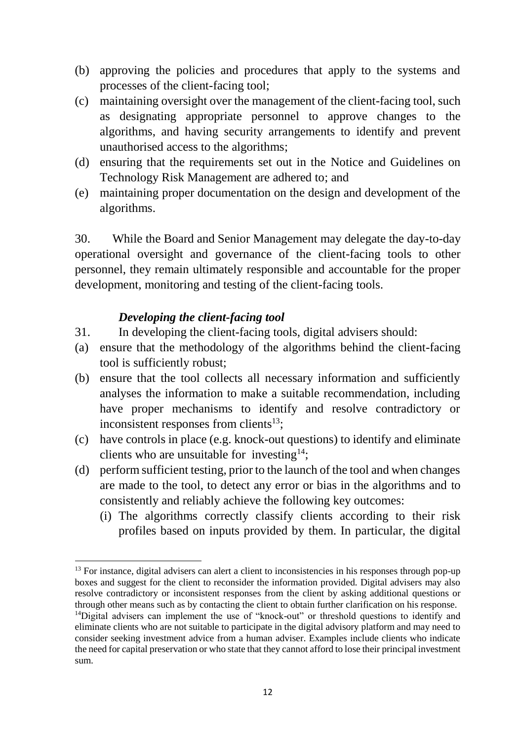(b) approving the policies and procedures that apply to the systems and processes of the client-facing tool;

(c) maintaining oversight over the management of the client-facing tool, such as designating appropriate personnel to approve changes to the algorithms, and having security arrangements to identify and prevent unauthorised access to the algorithms;

(d) ensuring that the requirements set out in the Notice and Guidelines on Technology Risk Management are adhered to; and

(e) maintaining proper documentation on the design and development of the algorithms.

30. While the Board and Senior Management may delegate the day-to-day operational oversight and governance of the client-facing tools to other personnel, they remain ultimately responsible and accountable for the proper development, monitoring and testing of the client-facing tools.

***Developing the client-facing tool***

31. In developing the client-facing tools, digital advisers should:

(a) ensure that the methodology of the algorithms behind the client-facing tool is sufficiently robust;

(b) ensure that the tool collects all necessary information and sufficiently analyses the information to make a suitable recommendation, including have proper mechanisms to identify and resolve contradictory or inconsistent responses from clients[13];

(c) have controls in place (e.g. knock-out questions) to identify and eliminate clients who are unsuitable for investing[14];

(d) perform sufficient testing, prior to the launch of the tool and when changes are made to the tool, to detect any error or bias in the algorithms and to consistently and reliably achieve the following key outcomes:

  (i) The algorithms correctly classify clients according to their risk profiles based on inputs provided by them. In particular, the digital

---

[13] For instance, digital advisers can alert a client to inconsistencies in his responses through pop-up boxes and suggest for the client to reconsider the information provided. Digital advisers may also resolve contradictory or inconsistent responses from the client by asking additional questions or through other means such as by contacting the client to obtain further clarification on his response.

[14] Digital advisers can implement the use of "knock-out" or threshold questions to identify and eliminate clients who are not suitable to participate in the digital advisory platform and may need to consider seeking investment advice from a human adviser. Examples include clients who indicate the need for capital preservation or who state that they cannot afford to lose their principal investment sum.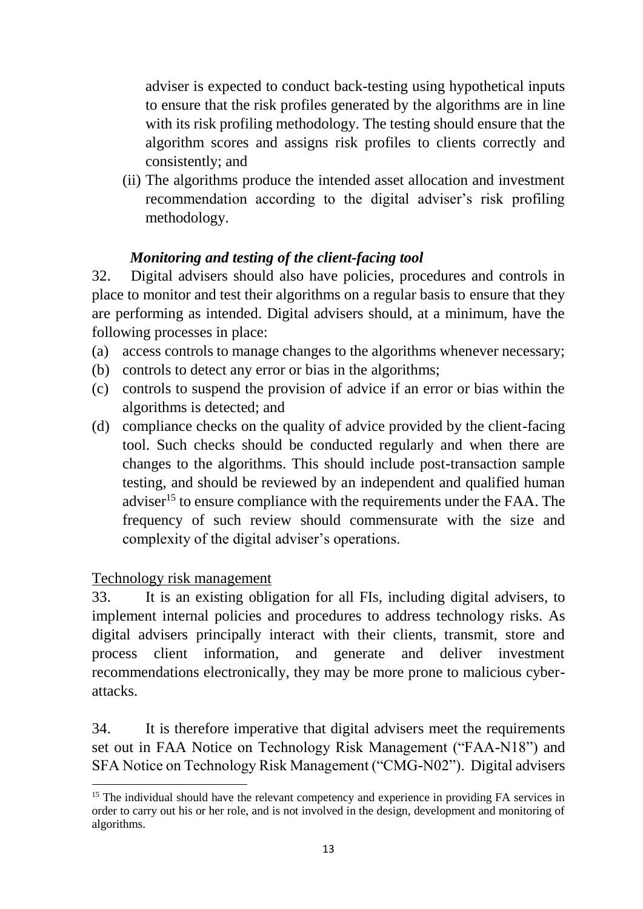adviser is expected to conduct back-testing using hypothetical inputs to ensure that the risk profiles generated by the algorithms are in line with its risk profiling methodology. The testing should ensure that the algorithm scores and assigns risk profiles to clients correctly and consistently; and

(ii) The algorithms produce the intended asset allocation and investment recommendation according to the digital adviser's risk profiling methodology.

***Monitoring and testing of the client-facing tool***

32. Digital advisers should also have policies, procedures and controls in place to monitor and test their algorithms on a regular basis to ensure that they are performing as intended. Digital advisers should, at a minimum, have the following processes in place:

(a) access controls to manage changes to the algorithms whenever necessary;
(b) controls to detect any error or bias in the algorithms;
(c) controls to suspend the provision of advice if an error or bias within the algorithms is detected; and
(d) compliance checks on the quality of advice provided by the client-facing tool. Such checks should be conducted regularly and when there are changes to the algorithms. This should include post-transaction sample testing, and should be reviewed by an independent and qualified human adviser[15] to ensure compliance with the requirements under the FAA. The frequency of such review should commensurate with the size and complexity of the digital adviser's operations.

<u>Technology risk management</u>

33. It is an existing obligation for all FIs, including digital advisers, to implement internal policies and procedures to address technology risks. As digital advisers principally interact with their clients, transmit, store and process client information, and generate and deliver investment recommendations electronically, they may be more prone to malicious cyber-attacks.

34. It is therefore imperative that digital advisers meet the requirements set out in FAA Notice on Technology Risk Management ("FAA-N18") and SFA Notice on Technology Risk Management ("CMG-N02"). Digital advisers

---

[15] The individual should have the relevant competency and experience in providing FA services in order to carry out his or her role, and is not involved in the design, development and monitoring of algorithms.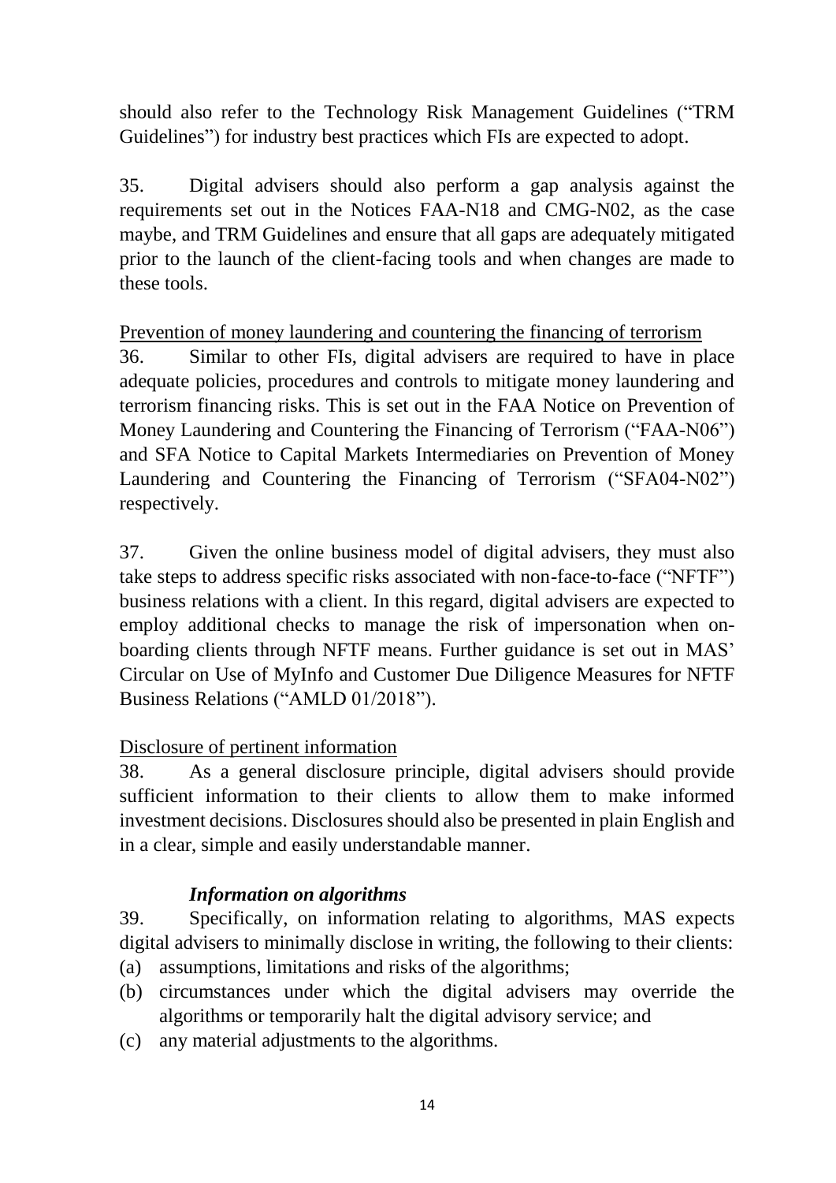should also refer to the Technology Risk Management Guidelines ("TRM Guidelines") for industry best practices which FIs are expected to adopt.

35. Digital advisers should also perform a gap analysis against the requirements set out in the Notices FAA-N18 and CMG-N02, as the case maybe, and TRM Guidelines and ensure that all gaps are adequately mitigated prior to the launch of the client-facing tools and when changes are made to these tools.

<u>Prevention of money laundering and countering the financing of terrorism</u>

36. Similar to other FIs, digital advisers are required to have in place adequate policies, procedures and controls to mitigate money laundering and terrorism financing risks. This is set out in the FAA Notice on Prevention of Money Laundering and Countering the Financing of Terrorism ("FAA-N06") and SFA Notice to Capital Markets Intermediaries on Prevention of Money Laundering and Countering the Financing of Terrorism ("SFA04-N02") respectively.

37. Given the online business model of digital advisers, they must also take steps to address specific risks associated with non-face-to-face ("NFTF") business relations with a client. In this regard, digital advisers are expected to employ additional checks to manage the risk of impersonation when on-boarding clients through NFTF means. Further guidance is set out in MAS' Circular on Use of MyInfo and Customer Due Diligence Measures for NFTF Business Relations ("AMLD 01/2018").

<u>Disclosure of pertinent information</u>

38. As a general disclosure principle, digital advisers should provide sufficient information to their clients to allow them to make informed investment decisions. Disclosures should also be presented in plain English and in a clear, simple and easily understandable manner.

***Information on algorithms***

39. Specifically, on information relating to algorithms, MAS expects digital advisers to minimally disclose in writing, the following to their clients:

(a) assumptions, limitations and risks of the algorithms;

(b) circumstances under which the digital advisers may override the algorithms or temporarily halt the digital advisory service; and

(c) any material adjustments to the algorithms.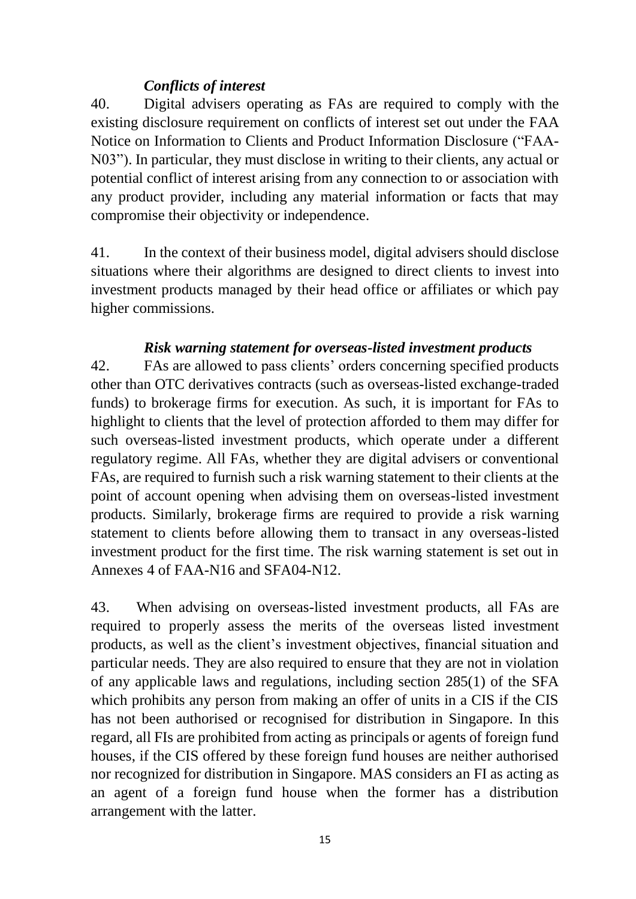### *Conflicts of interest*

40. Digital advisers operating as FAs are required to comply with the existing disclosure requirement on conflicts of interest set out under the FAA Notice on Information to Clients and Product Information Disclosure ("FAA-N03"). In particular, they must disclose in writing to their clients, any actual or potential conflict of interest arising from any connection to or association with any product provider, including any material information or facts that may compromise their objectivity or independence.

41. In the context of their business model, digital advisers should disclose situations where their algorithms are designed to direct clients to invest into investment products managed by their head office or affiliates or which pay higher commissions.

### *Risk warning statement for overseas-listed investment products*

42. FAs are allowed to pass clients' orders concerning specified products other than OTC derivatives contracts (such as overseas-listed exchange-traded funds) to brokerage firms for execution. As such, it is important for FAs to highlight to clients that the level of protection afforded to them may differ for such overseas-listed investment products, which operate under a different regulatory regime. All FAs, whether they are digital advisers or conventional FAs, are required to furnish such a risk warning statement to their clients at the point of account opening when advising them on overseas-listed investment products. Similarly, brokerage firms are required to provide a risk warning statement to clients before allowing them to transact in any overseas-listed investment product for the first time. The risk warning statement is set out in Annexes 4 of FAA-N16 and SFA04-N12.

43. When advising on overseas-listed investment products, all FAs are required to properly assess the merits of the overseas listed investment products, as well as the client's investment objectives, financial situation and particular needs. They are also required to ensure that they are not in violation of any applicable laws and regulations, including section 285(1) of the SFA which prohibits any person from making an offer of units in a CIS if the CIS has not been authorised or recognised for distribution in Singapore. In this regard, all FIs are prohibited from acting as principals or agents of foreign fund houses, if the CIS offered by these foreign fund houses are neither authorised nor recognized for distribution in Singapore. MAS considers an FI as acting as an agent of a foreign fund house when the former has a distribution arrangement with the latter.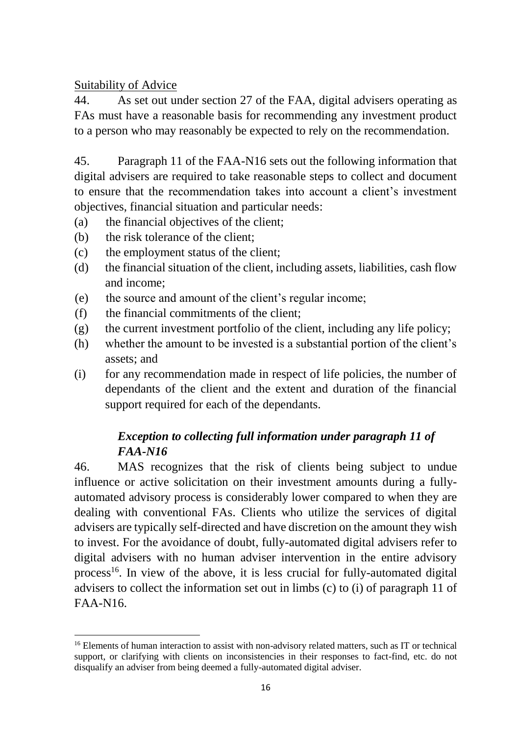Suitability of Advice

44. As set out under section 27 of the FAA, digital advisers operating as FAs must have a reasonable basis for recommending any investment product to a person who may reasonably be expected to rely on the recommendation.

45. Paragraph 11 of the FAA-N16 sets out the following information that digital advisers are required to take reasonable steps to collect and document to ensure that the recommendation takes into account a client's investment objectives, financial situation and particular needs:

(a) the financial objectives of the client;
(b) the risk tolerance of the client;
(c) the employment status of the client;
(d) the financial situation of the client, including assets, liabilities, cash flow and income;
(e) the source and amount of the client's regular income;
(f) the financial commitments of the client;
(g) the current investment portfolio of the client, including any life policy;
(h) whether the amount to be invested is a substantial portion of the client's assets; and
(i) for any recommendation made in respect of life policies, the number of dependants of the client and the extent and duration of the financial support required for each of the dependants.

***Exception to collecting full information under paragraph 11 of FAA-N16***

46. MAS recognizes that the risk of clients being subject to undue influence or active solicitation on their investment amounts during a fully-automated advisory process is considerably lower compared to when they are dealing with conventional FAs. Clients who utilize the services of digital advisers are typically self-directed and have discretion on the amount they wish to invest. For the avoidance of doubt, fully-automated digital advisers refer to digital advisers with no human adviser intervention in the entire advisory process[16]. In view of the above, it is less crucial for fully-automated digital advisers to collect the information set out in limbs (c) to (i) of paragraph 11 of FAA-N16.

[16] Elements of human interaction to assist with non-advisory related matters, such as IT or technical support, or clarifying with clients on inconsistencies in their responses to fact-find, etc. do not disqualify an adviser from being deemed a fully-automated digital adviser.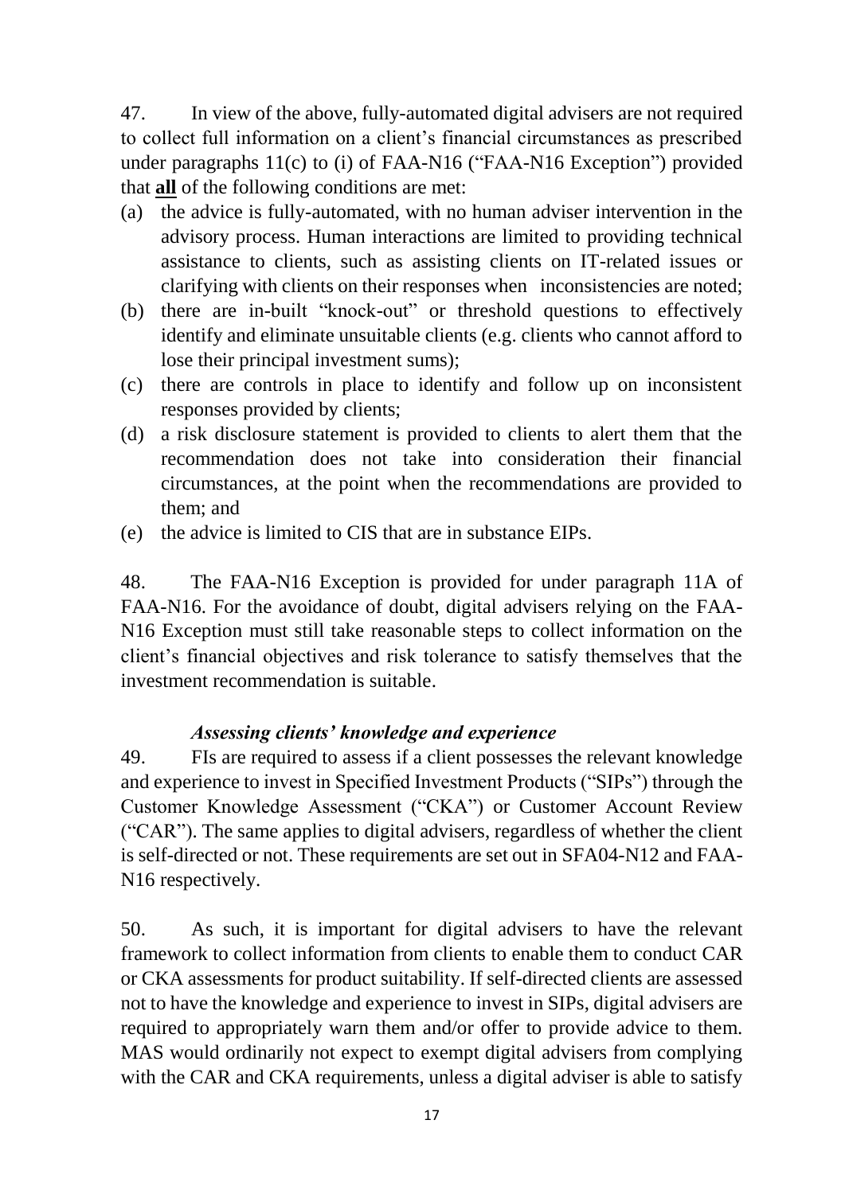47. In view of the above, fully-automated digital advisers are not required to collect full information on a client's financial circumstances as prescribed under paragraphs 11(c) to (i) of FAA-N16 ("FAA-N16 Exception") provided that **all** of the following conditions are met:

(a) the advice is fully-automated, with no human adviser intervention in the advisory process. Human interactions are limited to providing technical assistance to clients, such as assisting clients on IT-related issues or clarifying with clients on their responses when inconsistencies are noted;
(b) there are in-built "knock-out" or threshold questions to effectively identify and eliminate unsuitable clients (e.g. clients who cannot afford to lose their principal investment sums);
(c) there are controls in place to identify and follow up on inconsistent responses provided by clients;
(d) a risk disclosure statement is provided to clients to alert them that the recommendation does not take into consideration their financial circumstances, at the point when the recommendations are provided to them; and
(e) the advice is limited to CIS that are in substance EIPs.

48. The FAA-N16 Exception is provided for under paragraph 11A of FAA-N16. For the avoidance of doubt, digital advisers relying on the FAA-N16 Exception must still take reasonable steps to collect information on the client's financial objectives and risk tolerance to satisfy themselves that the investment recommendation is suitable.

### *Assessing clients' knowledge and experience*

49. FIs are required to assess if a client possesses the relevant knowledge and experience to invest in Specified Investment Products ("SIPs") through the Customer Knowledge Assessment ("CKA") or Customer Account Review ("CAR"). The same applies to digital advisers, regardless of whether the client is self-directed or not. These requirements are set out in SFA04-N12 and FAA-N16 respectively.

50. As such, it is important for digital advisers to have the relevant framework to collect information from clients to enable them to conduct CAR or CKA assessments for product suitability. If self-directed clients are assessed not to have the knowledge and experience to invest in SIPs, digital advisers are required to appropriately warn them and/or offer to provide advice to them. MAS would ordinarily not expect to exempt digital advisers from complying with the CAR and CKA requirements, unless a digital adviser is able to satisfy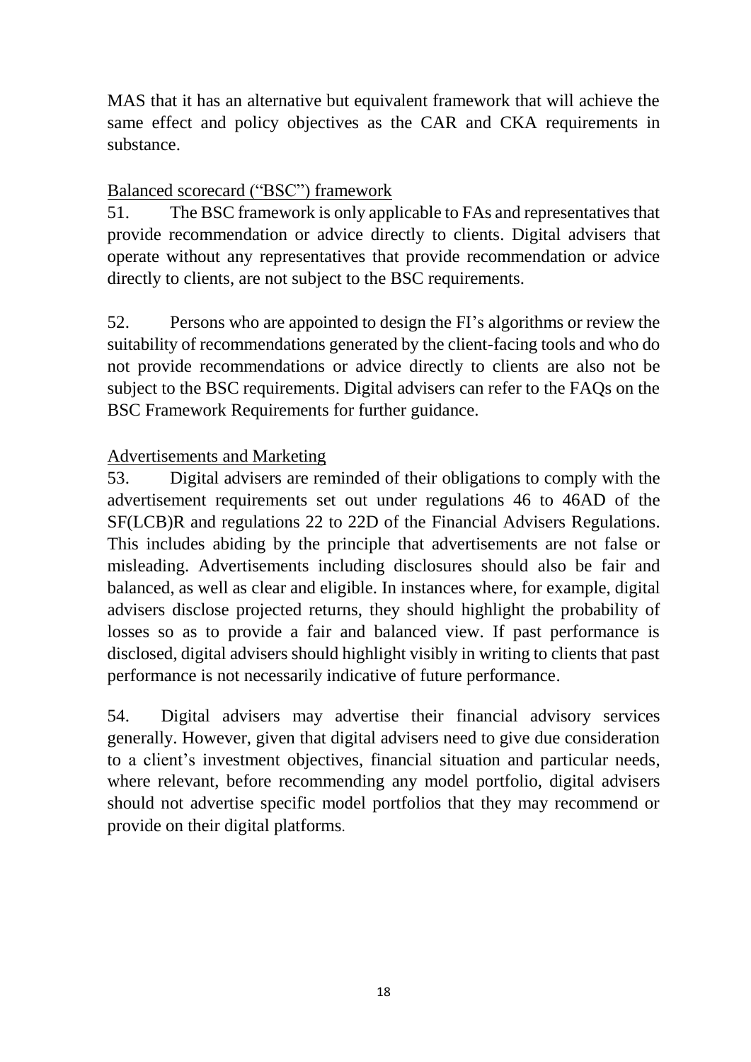MAS that it has an alternative but equivalent framework that will achieve the same effect and policy objectives as the CAR and CKA requirements in substance.

<u>Balanced scorecard ("BSC") framework</u>

51. The BSC framework is only applicable to FAs and representatives that provide recommendation or advice directly to clients. Digital advisers that operate without any representatives that provide recommendation or advice directly to clients, are not subject to the BSC requirements.

52. Persons who are appointed to design the FI's algorithms or review the suitability of recommendations generated by the client-facing tools and who do not provide recommendations or advice directly to clients are also not be subject to the BSC requirements. Digital advisers can refer to the FAQs on the BSC Framework Requirements for further guidance.

<u>Advertisements and Marketing</u>

53. Digital advisers are reminded of their obligations to comply with the advertisement requirements set out under regulations 46 to 46AD of the SF(LCB)R and regulations 22 to 22D of the Financial Advisers Regulations. This includes abiding by the principle that advertisements are not false or misleading. Advertisements including disclosures should also be fair and balanced, as well as clear and eligible. In instances where, for example, digital advisers disclose projected returns, they should highlight the probability of losses so as to provide a fair and balanced view. If past performance is disclosed, digital advisers should highlight visibly in writing to clients that past performance is not necessarily indicative of future performance.

54. Digital advisers may advertise their financial advisory services generally. However, given that digital advisers need to give due consideration to a client's investment objectives, financial situation and particular needs, where relevant, before recommending any model portfolio, digital advisers should not advertise specific model portfolios that they may recommend or provide on their digital platforms.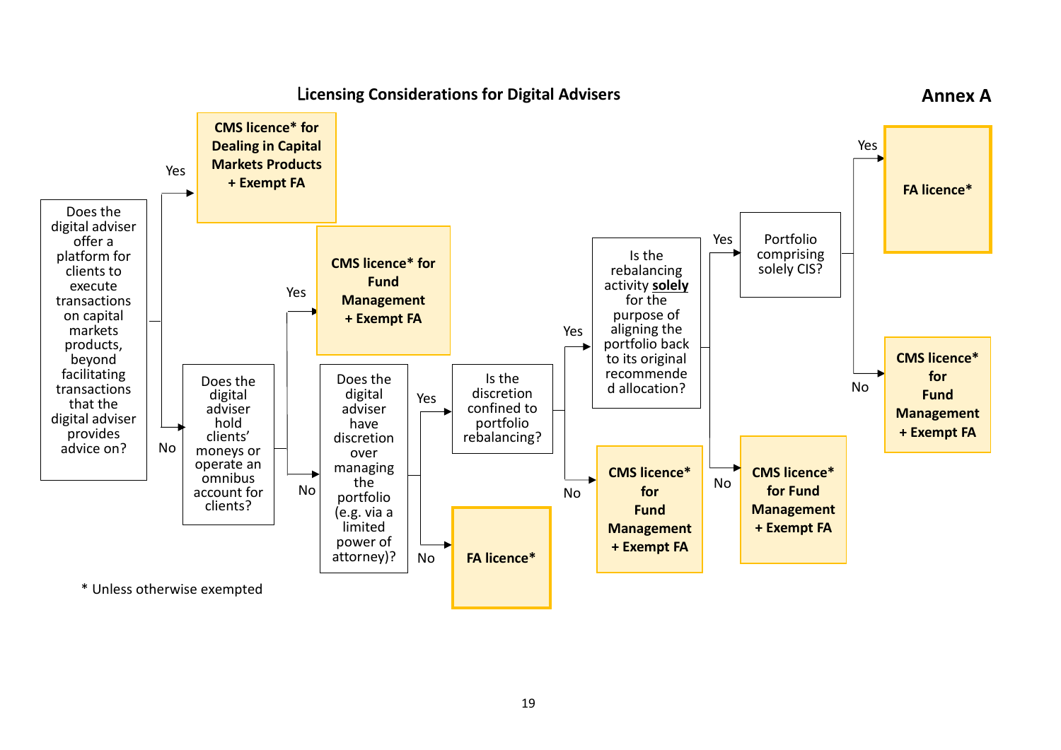**Annex A**

## Licensing Considerations for Digital Advisers

Does the digital adviser offer a platform for clients to execute transactions on capital markets products, beyond facilitating transactions that the digital adviser provides advice on?

Yes

**CMS licence* for Dealing in Capital Markets Products + Exempt FA**

No

Does the digital adviser hold clients' moneys or operate an omnibus account for clients?

Yes

**CMS licence* for Fund Management + Exempt FA**

No

Does the digital adviser have discretion over managing the portfolio (e.g. via a limited power of attorney)?

Yes

Is the discretion confined to portfolio rebalancing?

No

**FA licence***

Yes

Is the rebalancing activity **solely** for the purpose of aligning the portfolio back to its original recommended allocation?

No

**CMS licence* for Fund Management + Exempt FA**

Yes

Portfolio comprising solely CIS?

No

**CMS licence* for Fund Management + Exempt FA**

Yes

**FA licence***

No

**CMS licence* for Fund Management + Exempt FA**

* Unless otherwise exempted